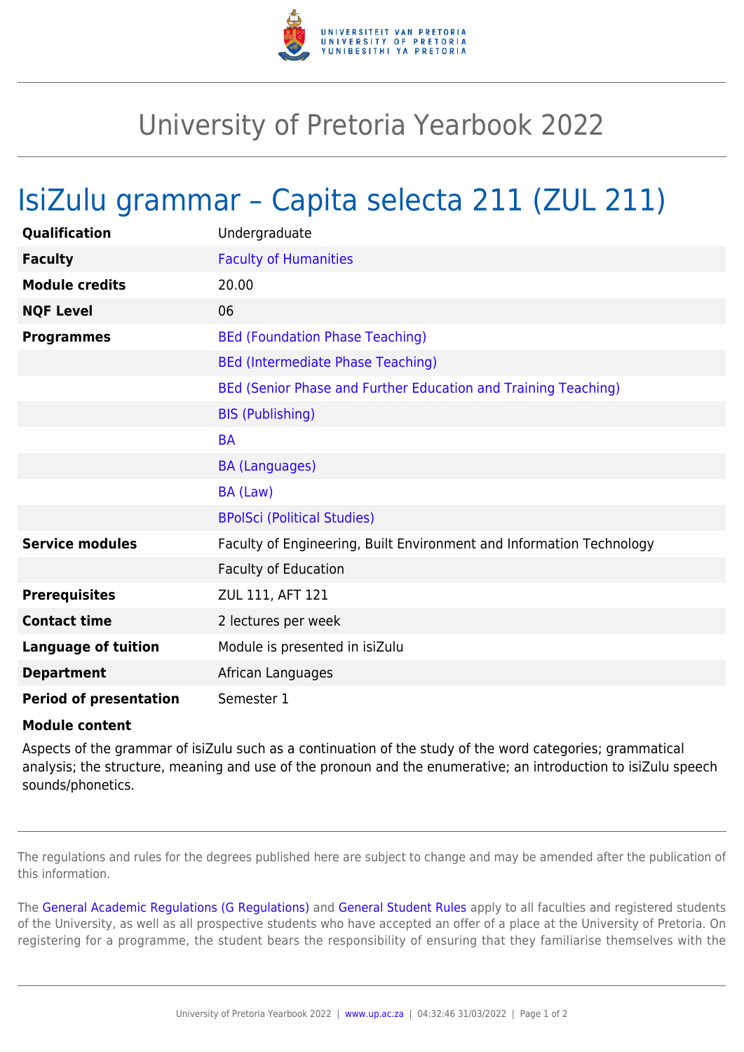# University of Pretoria Yearbook 2022

## IsiZulu grammar – Capita selecta 211 (ZUL 211)

| | |
|---|---|
| **Qualification** | Undergraduate |
| **Faculty** | Faculty of Humanities |
| **Module credits** | 20.00 |
| **NQF Level** | 06 |
| **Programmes** | BEd (Foundation Phase Teaching) |
| | BEd (Intermediate Phase Teaching) |
| | BEd (Senior Phase and Further Education and Training Teaching) |
| | BIS (Publishing) |
| | BA |
| | BA (Languages) |
| | BA (Law) |
| | BPolSci (Political Studies) |
| **Service modules** | Faculty of Engineering, Built Environment and Information Technology |
| | Faculty of Education |
| **Prerequisites** | ZUL 111, AFT 121 |
| **Contact time** | 2 lectures per week |
| **Language of tuition** | Module is presented in isiZulu |
| **Department** | African Languages |
| **Period of presentation** | Semester 1 |

**Module content**

Aspects of the grammar of isiZulu such as a continuation of the study of the word categories; grammatical analysis; the structure, meaning and use of the pronoun and the enumerative; an introduction to isiZulu speech sounds/phonetics.

The regulations and rules for the degrees published here are subject to change and may be amended after the publication of this information.

The General Academic Regulations (G Regulations) and General Student Rules apply to all faculties and registered students of the University, as well as all prospective students who have accepted an offer of a place at the University of Pretoria. On registering for a programme, the student bears the responsibility of ensuring that they familiarise themselves with the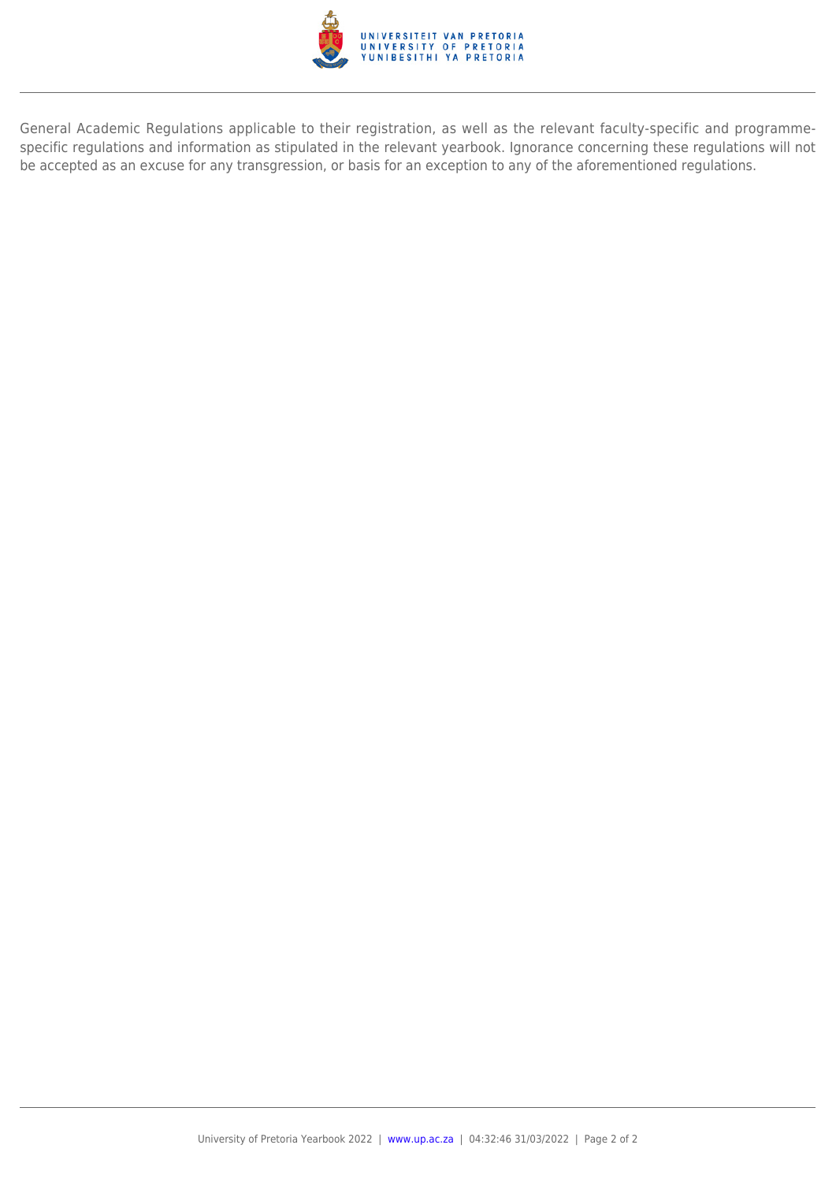General Academic Regulations applicable to their registration, as well as the relevant faculty-specific and programme-specific regulations and information as stipulated in the relevant yearbook. Ignorance concerning these regulations will not be accepted as an excuse for any transgression, or basis for an exception to any of the aforementioned regulations.